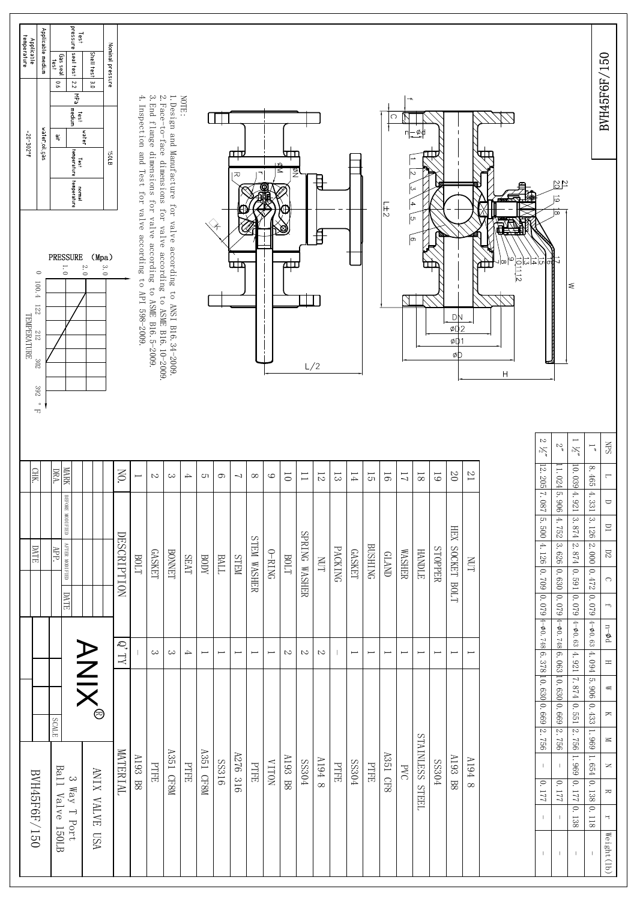# BVH45F6F/150

NOTE:

1. Design and Manufacture for valve according to ANSI B16.34-2009.
2. Face-to-face dimensions for valve according to ASME B16.10-2009.
3. End flange dimensions for valve according to ASME B16.5-2009.
4. Inspection and Test for valve according to API 598-2009.

| Nominal pressure | | | 150LB | | |
|---|---|---|---|---|---|
| Test pressure | Shell test | 3.0 | MPa | Test medium | water |
| | seal test | 2.2 | | | |
| | Gas seal test | 0.6 | | | air |
| | | | | Test temperature | normal temperature |
| Applicable medium | | | water,oil,gas | | |
| Applicable temperature | | | -20~302°F | | |

PRESSURE (Mpa) vs TEMPERATURE (°F): 0, 100.4, 122, 212, 302, 392; pressure 1.0, 2.0, 3.0

| NPS | L | D | D1 | D2 | C | f | n-Ød | H | W | K | M | N | R | r | Weight(lb) |
|---|---|---|---|---|---|---|---|---|---|---|---|---|---|---|---|
| 1" | 8.465 | 4.331 | 3.126 | 2.000 | 0.472 | 0.079 | 4-Ø0.63 | 4.094 | 5.906 | 0.433 | 1.969 | 1.654 | 0.138 | 0.118 | – |
| 1 ½" | 10.039 | 4.921 | 3.874 | 2.874 | 0.591 | 0.079 | 4-Ø0.63 | 4.921 | 7.874 | 0.551 | 2.756 | 1.969 | 0.177 | 0.138 | – |
| 2" | 11.024 | 5.906 | 4.752 | 3.626 | 0.630 | 0.079 | 4-Ø0.748 | 6.063 | 10.630 | 0.669 | 2.756 | – | 0.177 | – | – |
| 2 ½" | 12.205 | 7.087 | 5.500 | 4.126 | 0.709 | 0.079 | 4-Ø0.748 | 6.378 | 10.630 | 0.669 | 2.756 | – | 0.177 | – | – |

| NO. | DESCRIPTION | Q'TY | MATERIAL |
|---|---|---|---|
| 21 | NUT | 1 | A194 8 |
| 20 | HEX SOCKET BOLT | 1 | A193 B8 |
| 19 | STOPPER | 1 | SS304 |
| 18 | HANDLE | 1 | STAINLESS STEEL |
| 17 | WASHER | 1 | PVC |
| 16 | GLAND | 1 | A351 CF8 |
| 15 | BUSHING | 1 | PTFE |
| 14 | GASKET | 1 | SS304 |
| 13 | PACKING | – | PTFE |
| 12 | NUT | 2 | A194 8 |
| 11 | SPRING WASHER | 2 | SS304 |
| 10 | BOLT | 2 | A193 B8 |
| 9 | O-RING | 1 | VITON |
| 8 | STEM WASHER | 1 | PTFE |
| 7 | STEM | 1 | A276 316 |
| 6 | BALL | 1 | SS316 |
| 5 | BODY | 1 | A351 CF8M |
| 4 | SEAT | 4 | PTFE |
| 3 | BONNET | 3 | A351 CF8M |
| 2 | GASKET | 3 | PTFE |
| 1 | BOLT | – | A193 B8 |

| MARK | BEFORE MODIFIED | AFTER MODIFIED | DATE |
|---|---|---|---|
| DRA. | | APP. | |
| CHK. | | DATE | |

SCALE

ANIX®

ANIX VALVE USA

3 Way T Port Ball Valve 150LB

BVH45F6F/150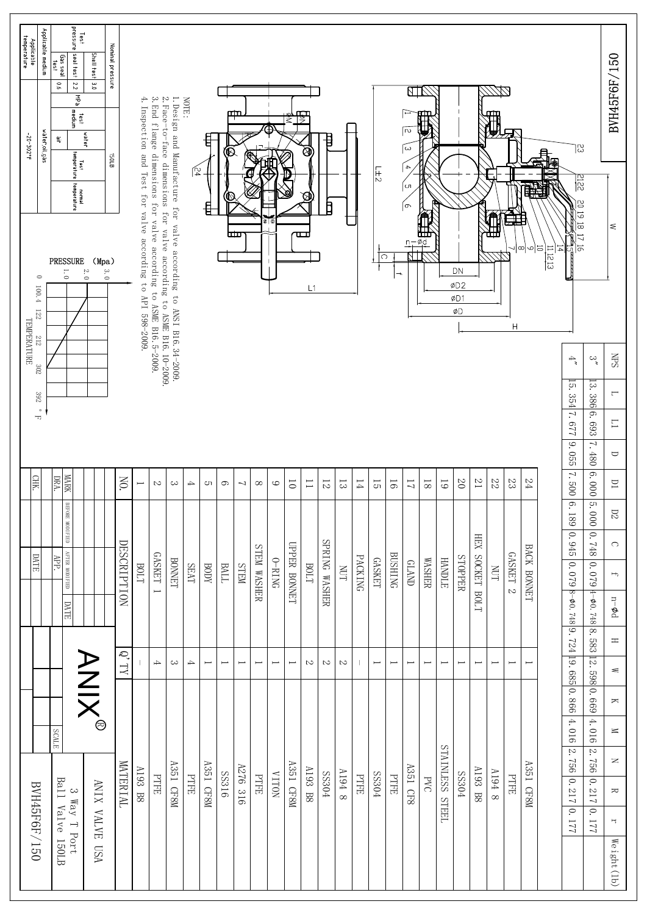# BVH45F6F/150

| NPS | L | L1 | D | D1 | D2 | C | f | n-ϕd | H | W | K | M | N | R | r | Weight(lb) |
|---|---|---|---|---|---|---|---|---|---|---|---|---|---|---|---|---|
| 3" | 13.386 | 6.693 | 7.480 | 6.000 | 5.000 | 0.748 | 0.079 | 4-ϕ0.748 | 8.583 | 12.598 | 0.669 | 4.016 | 2.756 | 0.217 | 0.177 | |
| 4" | 15.354 | 7.677 | 9.055 | 7.500 | 6.189 | 0.945 | 0.079 | 8-ϕ0.748 | 9.724 | 19.685 | 0.866 | 4.016 | 2.756 | 0.217 | 0.177 | |

| NO. | DESCRIPTION | Q'TY | MATERIAL |
|---|---|---|---|
| 24 | BACK BONNET | 1 | A351 CF8M |
| 23 | GASKET 2 | 1 | PTFE |
| 22 | NUT | 1 | A194 8 |
| 21 | HEX SOCKET BOLT | 1 | A193 B8 |
| 20 | STOPPER | 1 | SS304 |
| 19 | HANDLE | 1 | STAINLESS STEEL |
| 18 | WASHER | 1 | PVC |
| 17 | GLAND | 1 | A351 CF8 |
| 16 | BUSHING | 1 | PTFE |
| 15 | GASKET | 1 | SS304 |
| 14 | PACKING | — | PTFE |
| 13 | NUT | 2 | A194 8 |
| 12 | SPRING WASHER | 2 | SS304 |
| 11 | BOLT | 2 | A193 B8 |
| 10 | UPPER BONNET | 1 | A351 CF8M |
| 9 | O-RING | 1 | VITON |
| 8 | STEM WASHER | 1 | PTFE |
| 7 | STEM | 1 | A276 316 |
| 6 | BALL | 1 | SS316 |
| 5 | BODY | 1 | A351 CF8M |
| 4 | SEAT | 4 | PTFE |
| 3 | BONNET | 3 | A351 CF8M |
| 2 | GASKET 1 | 4 | PTFE |
| 1 | BOLT | — | A193 B8 |

| Nominal pressure | | | 150LB | | |
|---|---|---|---|---|---|
| Test pressure | Shell test | 3.0 | MPa | Test medium | water |
| | seal test | 2.2 | | | |
| | Gas seal test | 0.6 | | | air |
| Applicable medium | | | water,oil,gas | | |
| Applicable temperature | | | -20~302°F | | |

Test temperature: normal temperature

NOTE:
1. Design and Manufacture for valve according to ANSI B16.34-2009.
2. Face-to-face dimensions for valve according to ASME B16.10-2009.
3. End flange dimensions for valve according to ASME B16.5-2009.
4. Inspection and Test for valve according to API 598-2009.

PRESSURE (Mpa)
3.0
2.0
1.0
0
100.4
122
212
302
392 °F
TEMPERATURE

| MARK | BEFORE MODIFIED | AFTER MODIFIED | DATE |
|---|---|---|---|
| DRA. | | APP. | |
| CHK. | | DATE | |

ANIX®

SCALE

ANIX VALVE USA

3 Way T Port
Ball Valve 150LB

BVH45F6F/150